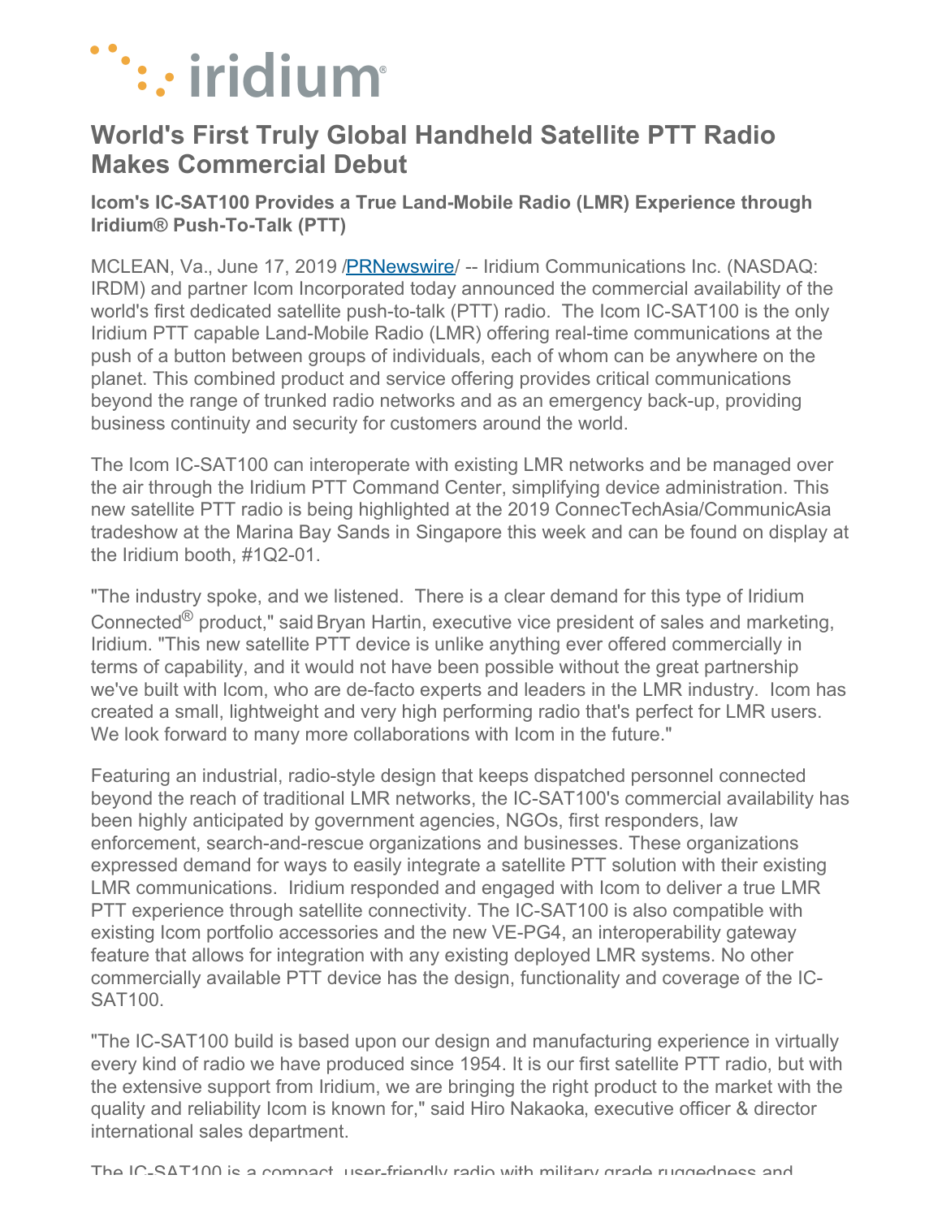# World's First Truly Global Handheld Satellite PTT Radio Makes Commercial Debut

### Icom's IC-SAT100 Provides a True Land-Mobile Radio (LMR) Experience through Iridium® Push-To-Talk (PTT)

MCLEAN, Va., June 17, 2019 /PRNewswire/ -- Iridium Communications Inc. (NASDAQ: IRDM) and partner Icom Incorporated today announced the commercial availability of the world's first dedicated satellite push-to-talk (PTT) radio. The Icom IC-SAT100 is the only Iridium PTT capable Land-Mobile Radio (LMR) offering real-time communications at the push of a button between groups of individuals, each of whom can be anywhere on the planet. This combined product and service offering provides critical communications beyond the range of trunked radio networks and as an emergency back-up, providing business continuity and security for customers around the world.

The Icom IC-SAT100 can interoperate with existing LMR networks and be managed over the air through the Iridium PTT Command Center, simplifying device administration. This new satellite PTT radio is being highlighted at the 2019 ConnecTechAsia/CommunicAsia tradeshow at the Marina Bay Sands in Singapore this week and can be found on display at the Iridium booth, #1Q2-01.

"The industry spoke, and we listened. There is a clear demand for this type of Iridium Connected® product," said Bryan Hartin, executive vice president of sales and marketing, Iridium. "This new satellite PTT device is unlike anything ever offered commercially in terms of capability, and it would not have been possible without the great partnership we've built with Icom, who are de-facto experts and leaders in the LMR industry. Icom has created a small, lightweight and very high performing radio that's perfect for LMR users. We look forward to many more collaborations with Icom in the future."

Featuring an industrial, radio-style design that keeps dispatched personnel connected beyond the reach of traditional LMR networks, the IC-SAT100's commercial availability has been highly anticipated by government agencies, NGOs, first responders, law enforcement, search-and-rescue organizations and businesses. These organizations expressed demand for ways to easily integrate a satellite PTT solution with their existing LMR communications. Iridium responded and engaged with Icom to deliver a true LMR PTT experience through satellite connectivity. The IC-SAT100 is also compatible with existing Icom portfolio accessories and the new VE-PG4, an interoperability gateway feature that allows for integration with any existing deployed LMR systems. No other commercially available PTT device has the design, functionality and coverage of the IC-SAT100.

"The IC-SAT100 build is based upon our design and manufacturing experience in virtually every kind of radio we have produced since 1954. It is our first satellite PTT radio, but with the extensive support from Iridium, we are bringing the right product to the market with the quality and reliability Icom is known for," said Hiro Nakaoka, executive officer & director international sales department.

The IC-SAT100 is a compact, user-friendly radio with military grade ruggedness and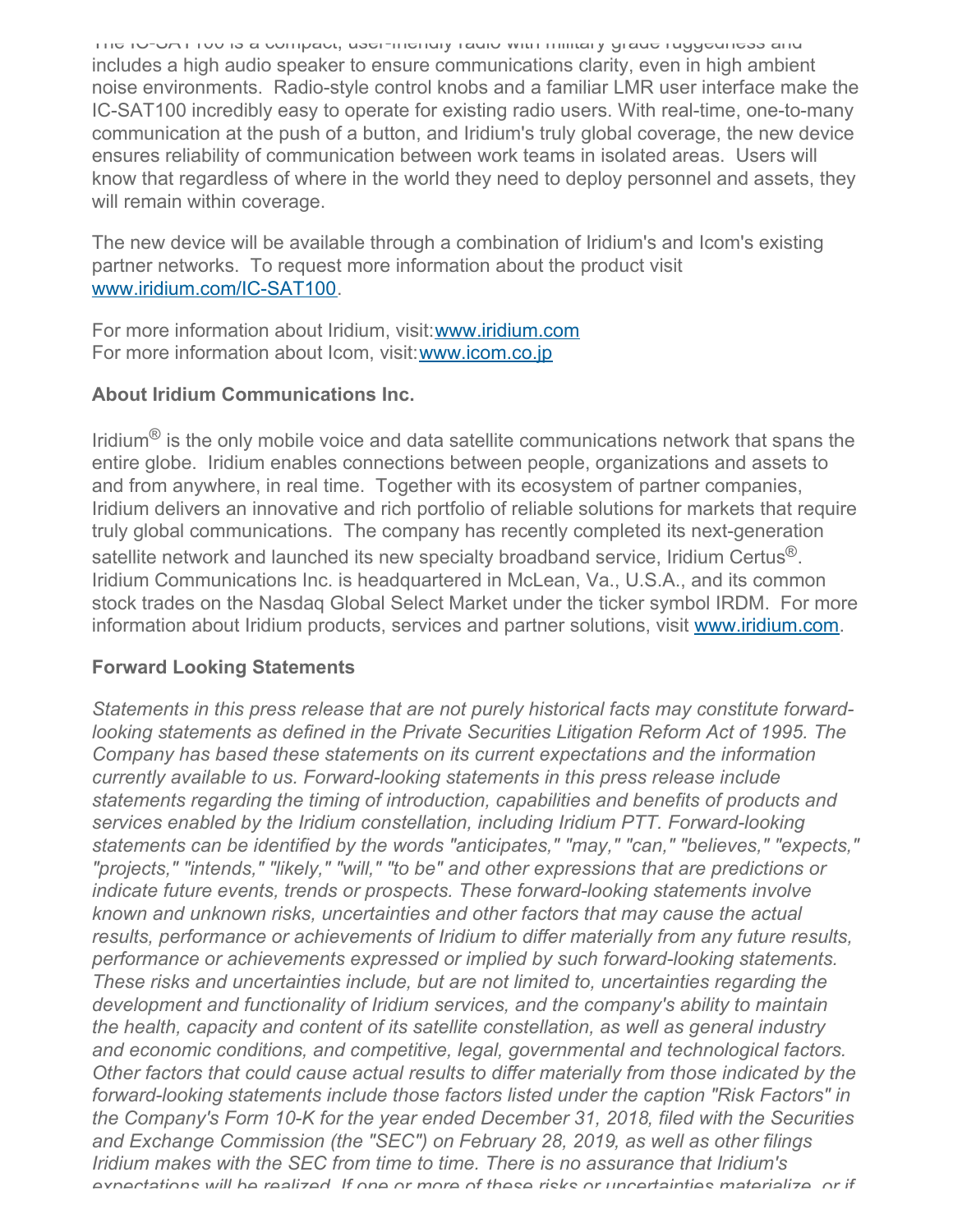The IC-SAT100 is a compact, user-friendly radio with military grade ruggedness and includes a high audio speaker to ensure communications clarity, even in high ambient noise environments. Radio-style control knobs and a familiar LMR user interface make the IC-SAT100 incredibly easy to operate for existing radio users. With real-time, one-to-many communication at the push of a button, and Iridium's truly global coverage, the new device ensures reliability of communication between work teams in isolated areas. Users will know that regardless of where in the world they need to deploy personnel and assets, they will remain within coverage.

The new device will be available through a combination of Iridium's and Icom's existing partner networks. To request more information about the product visit [www.iridium.com/IC-SAT100](www.iridium.com/IC-SAT100).

For more information about Iridium, visit: [www.iridium.com](www.iridium.com)
For more information about Icom, visit: [www.icom.co.jp](www.icom.co.jp)

**About Iridium Communications Inc.**

Iridium® is the only mobile voice and data satellite communications network that spans the entire globe. Iridium enables connections between people, organizations and assets to and from anywhere, in real time. Together with its ecosystem of partner companies, Iridium delivers an innovative and rich portfolio of reliable solutions for markets that require truly global communications. The company has recently completed its next-generation satellite network and launched its new specialty broadband service, Iridium Certus®. Iridium Communications Inc. is headquartered in McLean, Va., U.S.A., and its common stock trades on the Nasdaq Global Select Market under the ticker symbol IRDM. For more information about Iridium products, services and partner solutions, visit [www.iridium.com](www.iridium.com).

**Forward Looking Statements**

*Statements in this press release that are not purely historical facts may constitute forward-looking statements as defined in the Private Securities Litigation Reform Act of 1995. The Company has based these statements on its current expectations and the information currently available to us. Forward-looking statements in this press release include statements regarding the timing of introduction, capabilities and benefits of products and services enabled by the Iridium constellation, including Iridium PTT. Forward-looking statements can be identified by the words "anticipates," "may," "can," "believes," "expects," "projects," "intends," "likely," "will," "to be" and other expressions that are predictions or indicate future events, trends or prospects. These forward-looking statements involve known and unknown risks, uncertainties and other factors that may cause the actual results, performance or achievements of Iridium to differ materially from any future results, performance or achievements expressed or implied by such forward-looking statements. These risks and uncertainties include, but are not limited to, uncertainties regarding the development and functionality of Iridium services, and the company's ability to maintain the health, capacity and content of its satellite constellation, as well as general industry and economic conditions, and competitive, legal, governmental and technological factors. Other factors that could cause actual results to differ materially from those indicated by the forward-looking statements include those factors listed under the caption "Risk Factors" in the Company's Form 10-K for the year ended December 31, 2018, filed with the Securities and Exchange Commission (the "SEC") on February 28, 2019, as well as other filings Iridium makes with the SEC from time to time. There is no assurance that Iridium's expectations will be realized. If one or more of these risks or uncertainties materialize, or if*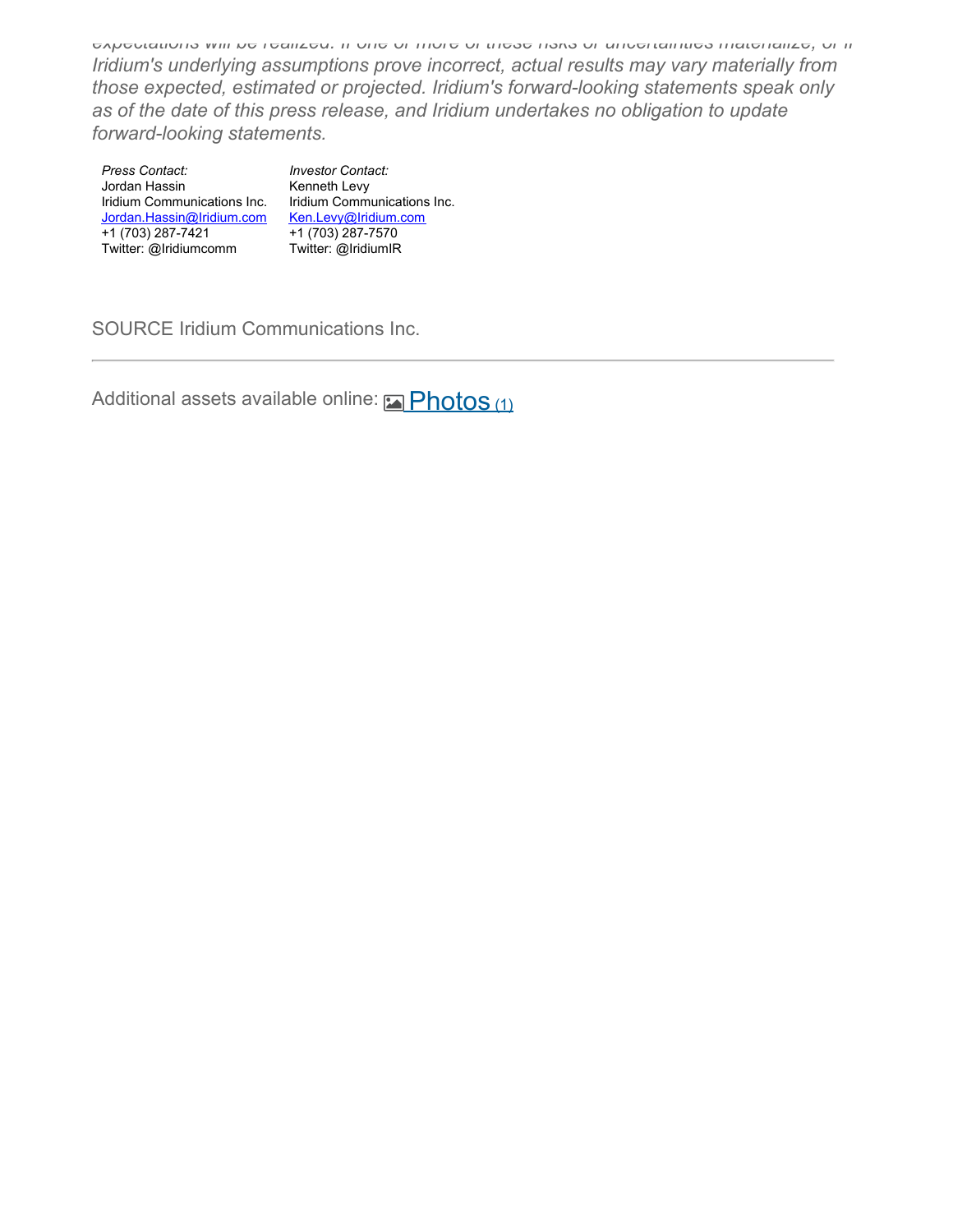*expectations will be realized. If one or more of these risks or uncertainties materialize, or if Iridium's underlying assumptions prove incorrect, actual results may vary materially from those expected, estimated or projected. Iridium's forward-looking statements speak only as of the date of this press release, and Iridium undertakes no obligation to update forward-looking statements.*

| *Press Contact:* | *Investor Contact:* |
|---|---|
| Jordan Hassin | Kenneth Levy |
| Iridium Communications Inc. | Iridium Communications Inc. |
| Jordan.Hassin@Iridium.com | Ken.Levy@Iridium.com |
| +1 (703) 287-7421 | +1 (703) 287-7570 |
| Twitter: @Iridiumcomm | Twitter: @IridiumIR |

SOURCE Iridium Communications Inc.

---

Additional assets available online: Photos (1)